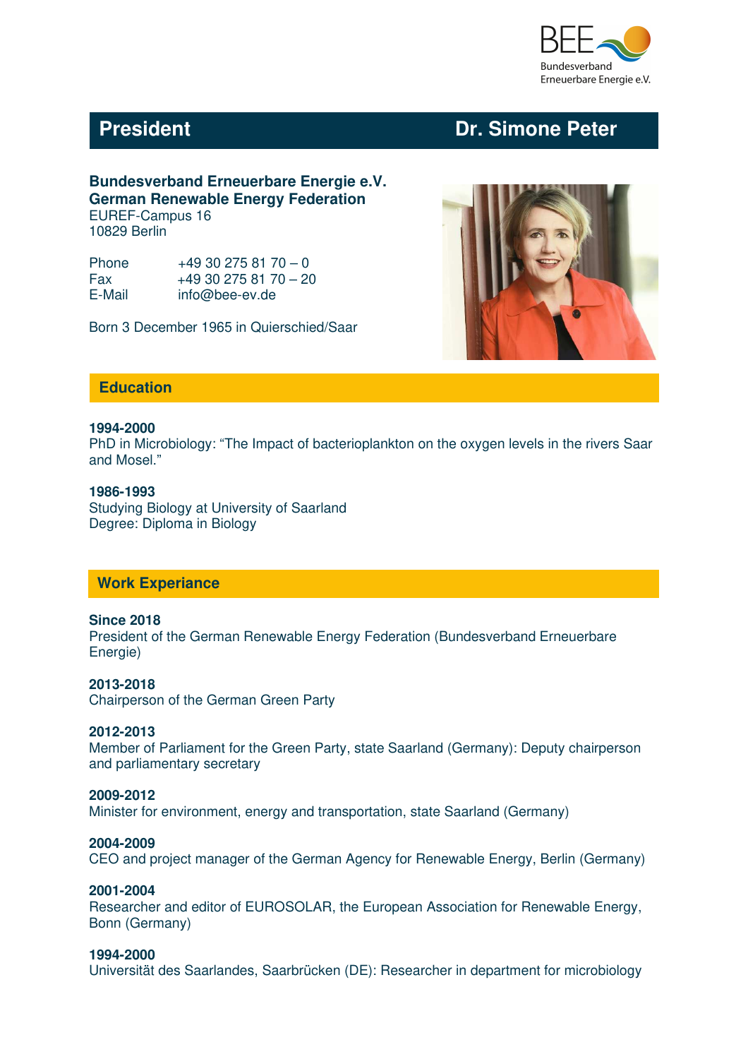BEE Bundesverband Erneuerbare Energie e.V.

# President — Dr. Simone Peter

**Bundesverband Erneuerbare Energie e.V.**
**German Renewable Energy Federation**
EUREF-Campus 16
10829 Berlin

| | |
|---|---|
| Phone | +49 30 275 81 70 – 0 |
| Fax | +49 30 275 81 70 – 20 |
| E-Mail | info@bee-ev.de |

Born 3 December 1965 in Quierschied/Saar

## Education

**1994-2000**
PhD in Microbiology: "The Impact of bacterioplankton on the oxygen levels in the rivers Saar and Mosel."

**1986-1993**
Studying Biology at University of Saarland
Degree: Diploma in Biology

## Work Experiance

**Since 2018**
President of the German Renewable Energy Federation (Bundesverband Erneuerbare Energie)

**2013-2018**
Chairperson of the German Green Party

**2012-2013**
Member of Parliament for the Green Party, state Saarland (Germany): Deputy chairperson and parliamentary secretary

**2009-2012**
Minister for environment, energy and transportation, state Saarland (Germany)

**2004-2009**
CEO and project manager of the German Agency for Renewable Energy, Berlin (Germany)

**2001-2004**
Researcher and editor of EUROSOLAR, the European Association for Renewable Energy, Bonn (Germany)

**1994-2000**
Universität des Saarlandes, Saarbrücken (DE): Researcher in department for microbiology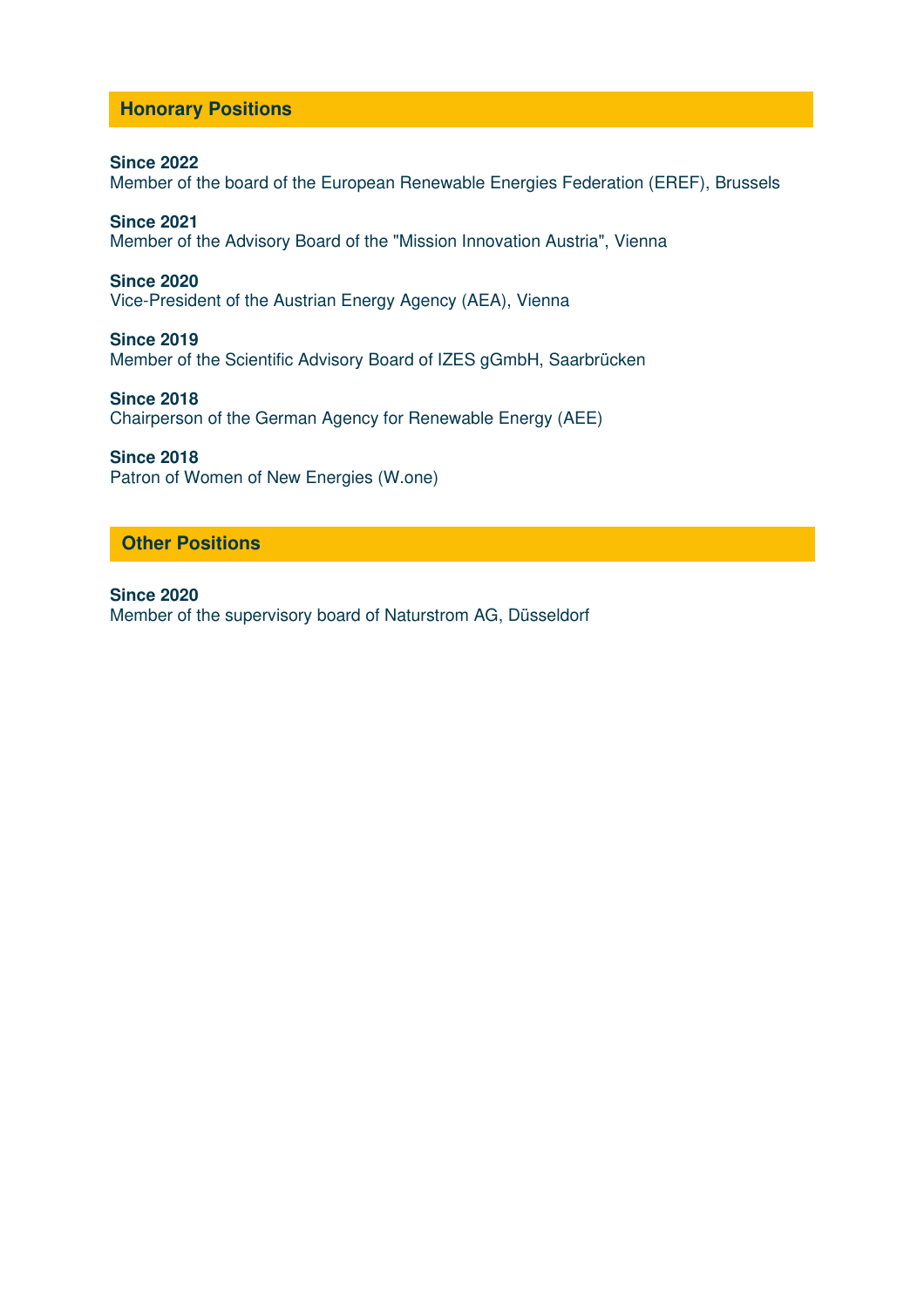## Honorary Positions

**Since 2022**
Member of the board of the European Renewable Energies Federation (EREF), Brussels

**Since 2021**
Member of the Advisory Board of the "Mission Innovation Austria", Vienna

**Since 2020**
Vice-President of the Austrian Energy Agency (AEA), Vienna

**Since 2019**
Member of the Scientific Advisory Board of IZES gGmbH, Saarbrücken

**Since 2018**
Chairperson of the German Agency for Renewable Energy (AEE)

**Since 2018**
Patron of Women of New Energies (W.one)

## Other Positions

**Since 2020**
Member of the supervisory board of Naturstrom AG, Düsseldorf